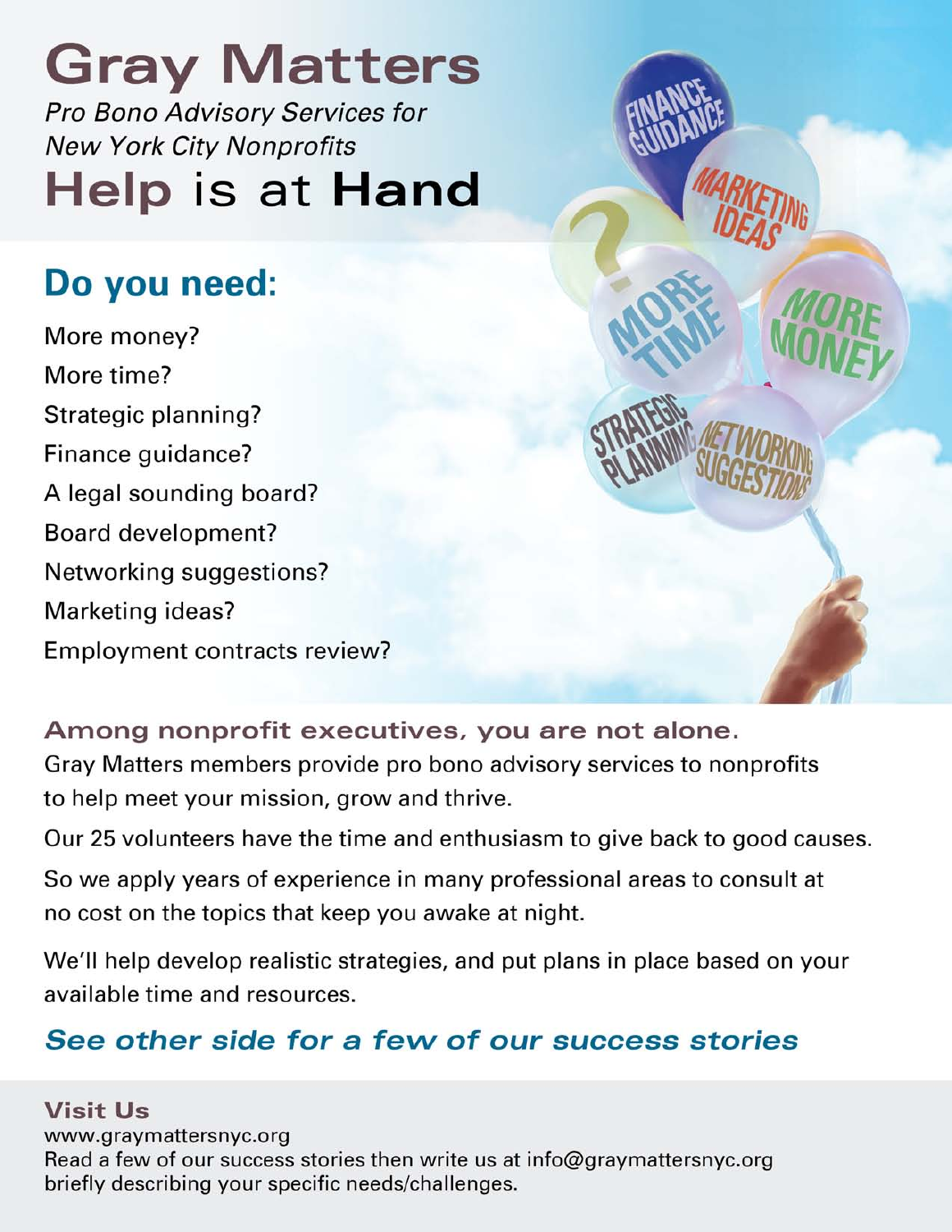# Gray Matters

*Pro Bono Advisory Services for New York City Nonprofits*

## Help is at Hand

## Do you need:

More money?
More time?
Strategic planning?
Finance guidance?
A legal sounding board?
Board development?
Networking suggestions?
Marketing ideas?
Employment contracts review?

### Among nonprofit executives, you are not alone.

Gray Matters members provide pro bono advisory services to nonprofits to help meet your mission, grow and thrive.

Our 25 volunteers have the time and enthusiasm to give back to good causes.

So we apply years of experience in many professional areas to consult at no cost on the topics that keep you awake at night.

We'll help develop realistic strategies, and put plans in place based on your available time and resources.

***See other side for a few of our success stories***

### Visit Us

www.graymattersnyc.org
Read a few of our success stories then write us at info@graymattersnyc.org briefly describing your specific needs/challenges.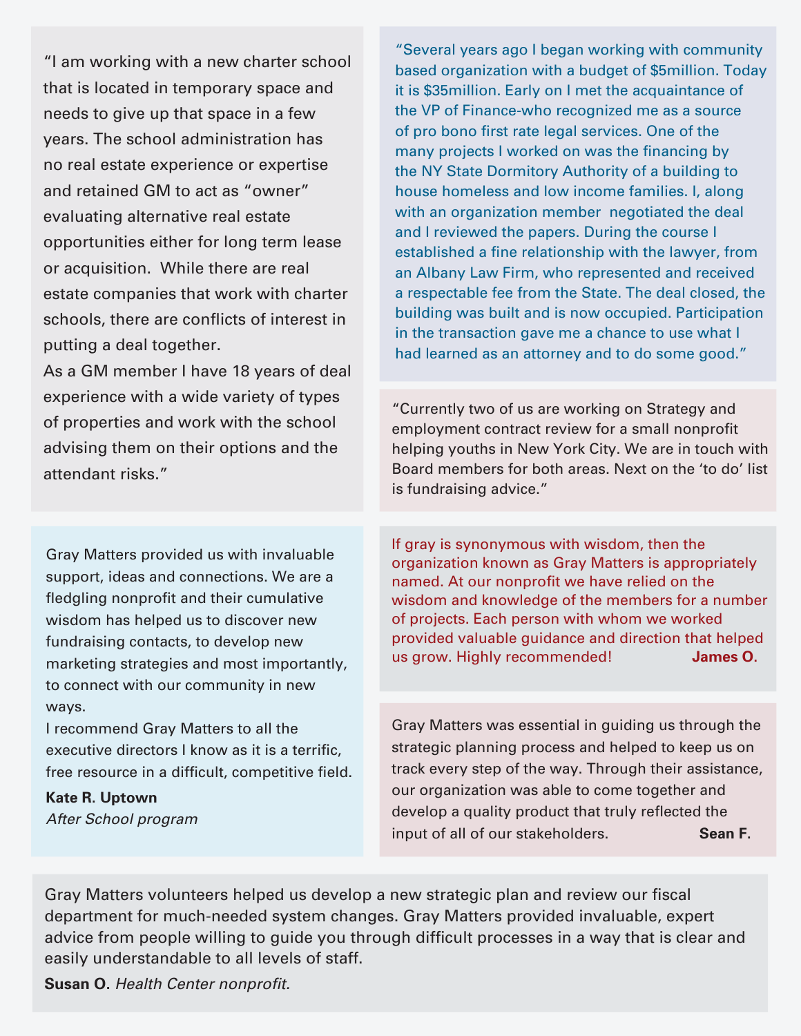"I am working with a new charter school that is located in temporary space and needs to give up that space in a few years. The school administration has no real estate experience or expertise and retained GM to act as "owner" evaluating alternative real estate opportunities either for long term lease or acquisition. While there are real estate companies that work with charter schools, there are conflicts of interest in putting a deal together.
As a GM member I have 18 years of deal experience with a wide variety of types of properties and work with the school advising them on their options and the attendant risks."

"Several years ago I began working with community based organization with a budget of $5million. Today it is $35million. Early on I met the acquaintance of the VP of Finance-who recognized me as a source of pro bono first rate legal services. One of the many projects I worked on was the financing by the NY State Dormitory Authority of a building to house homeless and low income families. I, along with an organization member negotiated the deal and I reviewed the papers. During the course I established a fine relationship with the lawyer, from an Albany Law Firm, who represented and received a respectable fee from the State. The deal closed, the building was built and is now occupied. Participation in the transaction gave me a chance to use what I had learned as an attorney and to do some good."

"Currently two of us are working on Strategy and employment contract review for a small nonprofit helping youths in New York City. We are in touch with Board members for both areas. Next on the 'to do' list is fundraising advice."

Gray Matters provided us with invaluable support, ideas and connections. We are a fledgling nonprofit and their cumulative wisdom has helped us to discover new fundraising contacts, to develop new marketing strategies and most importantly, to connect with our community in new ways.
I recommend Gray Matters to all the executive directors I know as it is a terrific, free resource in a difficult, competitive field.

**Kate R. Uptown**
*After School program*

If gray is synonymous with wisdom, then the organization known as Gray Matters is appropriately named. At our nonprofit we have relied on the wisdom and knowledge of the members for a number of projects. Each person with whom we worked provided valuable guidance and direction that helped us grow. Highly recommended! **James O.**

Gray Matters was essential in guiding us through the strategic planning process and helped to keep us on track every step of the way. Through their assistance, our organization was able to come together and develop a quality product that truly reflected the input of all of our stakeholders. **Sean F.**

Gray Matters volunteers helped us develop a new strategic plan and review our fiscal department for much-needed system changes. Gray Matters provided invaluable, expert advice from people willing to guide you through difficult processes in a way that is clear and easily understandable to all levels of staff.

**Susan O.** *Health Center nonprofit.*